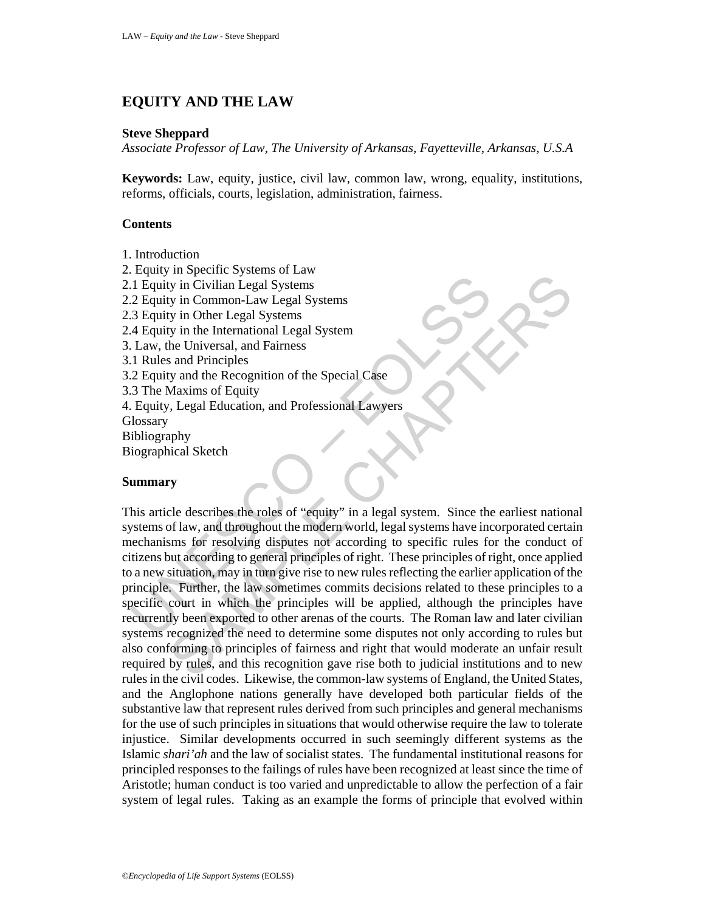# EQUITY AND THE LAW

**Steve Sheppard**

*Associate Professor of Law, The University of Arkansas, Fayetteville, Arkansas, U.S.A*

**Keywords:** Law, equity, justice, civil law, common law, wrong, equality, institutions, reforms, officials, courts, legislation, administration, fairness.

## Contents

1. Introduction
2. Equity in Specific Systems of Law
2.1 Equity in Civilian Legal Systems
2.2 Equity in Common-Law Legal Systems
2.3 Equity in Other Legal Systems
2.4 Equity in the International Legal System
3. Law, the Universal, and Fairness
3.1 Rules and Principles
3.2 Equity and the Recognition of the Special Case
3.3 The Maxims of Equity
4. Equity, Legal Education, and Professional Lawyers

Glossary

Bibliography

Biographical Sketch

## Summary

This article describes the roles of "equity" in a legal system. Since the earliest national systems of law, and throughout the modern world, legal systems have incorporated certain mechanisms for resolving disputes not according to specific rules for the conduct of citizens but according to general principles of right. These principles of right, once applied to a new situation, may in turn give rise to new rules reflecting the earlier application of the principle. Further, the law sometimes commits decisions related to these principles to a specific court in which the principles will be applied, although the principles have recurrently been exported to other arenas of the courts. The Roman law and later civilian systems recognized the need to determine some disputes not only according to rules but also conforming to principles of fairness and right that would moderate an unfair result required by rules, and this recognition gave rise both to judicial institutions and to new rules in the civil codes. Likewise, the common-law systems of England, the United States, and the Anglophone nations generally have developed both particular fields of the substantive law that represent rules derived from such principles and general mechanisms for the use of such principles in situations that would otherwise require the law to tolerate injustice. Similar developments occurred in such seemingly different systems as the Islamic *shari'ah* and the law of socialist states. The fundamental institutional reasons for principled responses to the failings of rules have been recognized at least since the time of Aristotle; human conduct is too varied and unpredictable to allow the perfection of a fair system of legal rules. Taking as an example the forms of principle that evolved within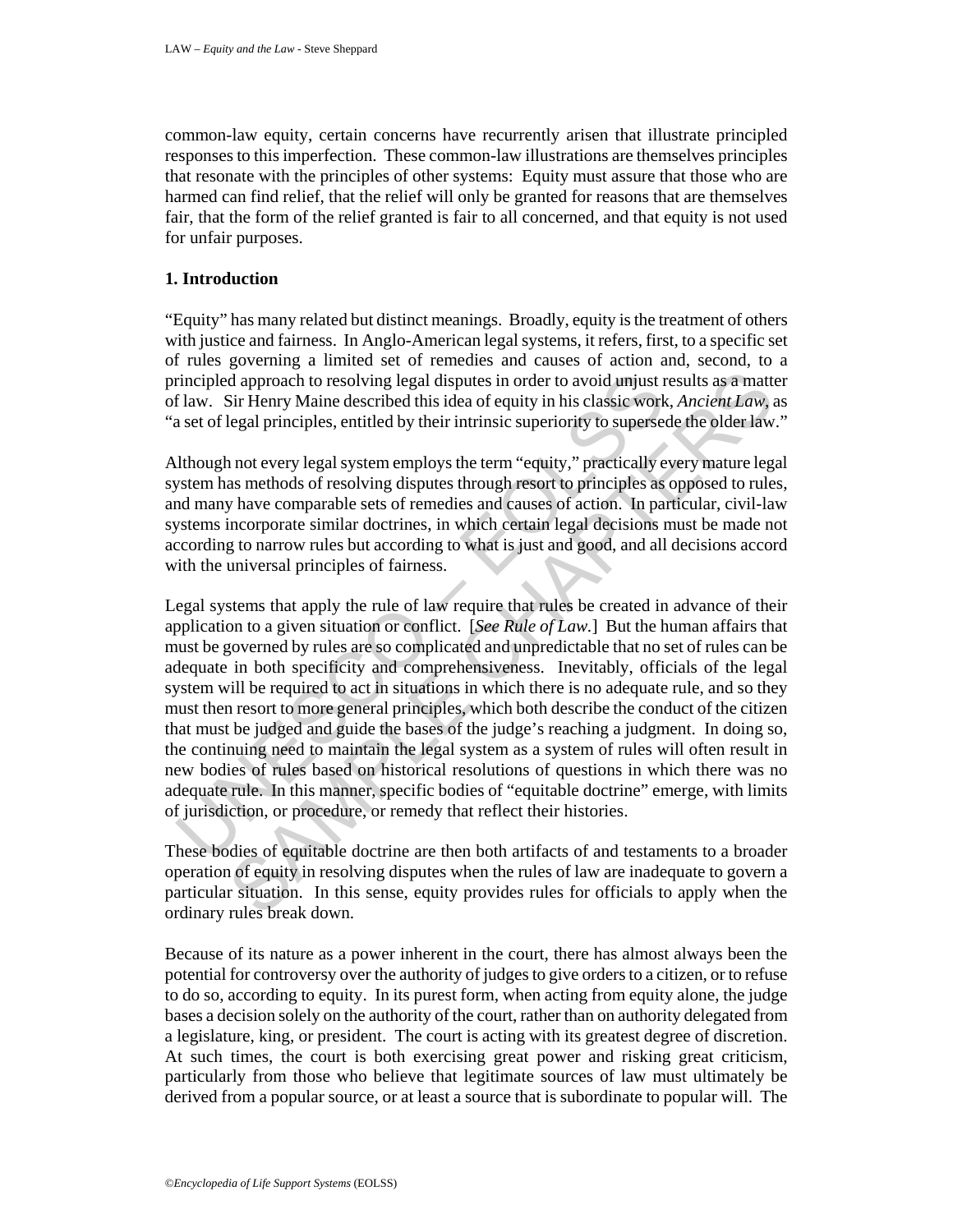common-law equity, certain concerns have recurrently arisen that illustrate principled responses to this imperfection. These common-law illustrations are themselves principles that resonate with the principles of other systems: Equity must assure that those who are harmed can find relief, that the relief will only be granted for reasons that are themselves fair, that the form of the relief granted is fair to all concerned, and that equity is not used for unfair purposes.

## 1. Introduction

"Equity" has many related but distinct meanings. Broadly, equity is the treatment of others with justice and fairness. In Anglo-American legal systems, it refers, first, to a specific set of rules governing a limited set of remedies and causes of action and, second, to a principled approach to resolving legal disputes in order to avoid unjust results as a matter of law. Sir Henry Maine described this idea of equity in his classic work, *Ancient Law*, as "a set of legal principles, entitled by their intrinsic superiority to supersede the older law."

Although not every legal system employs the term "equity," practically every mature legal system has methods of resolving disputes through resort to principles as opposed to rules, and many have comparable sets of remedies and causes of action. In particular, civil-law systems incorporate similar doctrines, in which certain legal decisions must be made not according to narrow rules but according to what is just and good, and all decisions accord with the universal principles of fairness.

Legal systems that apply the rule of law require that rules be created in advance of their application to a given situation or conflict. [*See Rule of Law.*] But the human affairs that must be governed by rules are so complicated and unpredictable that no set of rules can be adequate in both specificity and comprehensiveness. Inevitably, officials of the legal system will be required to act in situations in which there is no adequate rule, and so they must then resort to more general principles, which both describe the conduct of the citizen that must be judged and guide the bases of the judge's reaching a judgment. In doing so, the continuing need to maintain the legal system as a system of rules will often result in new bodies of rules based on historical resolutions of questions in which there was no adequate rule. In this manner, specific bodies of "equitable doctrine" emerge, with limits of jurisdiction, or procedure, or remedy that reflect their histories.

These bodies of equitable doctrine are then both artifacts of and testaments to a broader operation of equity in resolving disputes when the rules of law are inadequate to govern a particular situation. In this sense, equity provides rules for officials to apply when the ordinary rules break down.

Because of its nature as a power inherent in the court, there has almost always been the potential for controversy over the authority of judges to give orders to a citizen, or to refuse to do so, according to equity. In its purest form, when acting from equity alone, the judge bases a decision solely on the authority of the court, rather than on authority delegated from a legislature, king, or president. The court is acting with its greatest degree of discretion. At such times, the court is both exercising great power and risking great criticism, particularly from those who believe that legitimate sources of law must ultimately be derived from a popular source, or at least a source that is subordinate to popular will. The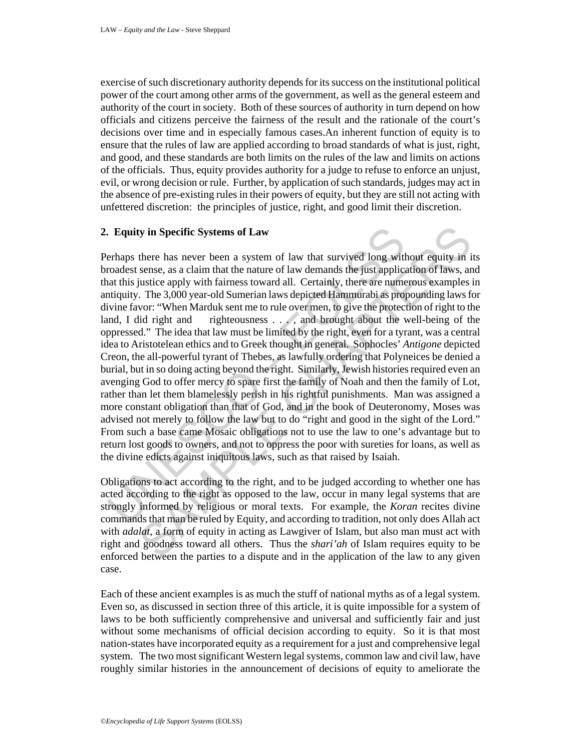exercise of such discretionary authority depends for its success on the institutional political power of the court among other arms of the government, as well as the general esteem and authority of the court in society. Both of these sources of authority in turn depend on how officials and citizens perceive the fairness of the result and the rationale of the court's decisions over time and in especially famous cases.An inherent function of equity is to ensure that the rules of law are applied according to broad standards of what is just, right, and good, and these standards are both limits on the rules of the law and limits on actions of the officials. Thus, equity provides authority for a judge to refuse to enforce an unjust, evil, or wrong decision or rule. Further, by application of such standards, judges may act in the absence of pre-existing rules in their powers of equity, but they are still not acting with unfettered discretion: the principles of justice, right, and good limit their discretion.

## 2. Equity in Specific Systems of Law

Perhaps there has never been a system of law that survived long without equity in its broadest sense, as a claim that the nature of law demands the just application of laws, and that this justice apply with fairness toward all. Certainly, there are numerous examples in antiquity. The 3,000 year-old Sumerian laws depicted Hammurabi as propounding laws for divine favor: "When Marduk sent me to rule over men, to give the protection of right to the land, I did right and righteousness . . . , and brought about the well-being of the oppressed." The idea that law must be limited by the right, even for a tyrant, was a central idea to Aristotelean ethics and to Greek thought in general. Sophocles' *Antigone* depicted Creon, the all-powerful tyrant of Thebes, as lawfully ordering that Polyneices be denied a burial, but in so doing acting beyond the right. Similarly, Jewish histories required even an avenging God to offer mercy to spare first the family of Noah and then the family of Lot, rather than let them blamelessly perish in his rightful punishments. Man was assigned a more constant obligation than that of God, and in the book of Deuteronomy, Moses was advised not merely to follow the law but to do "right and good in the sight of the Lord." From such a base came Mosaic obligations not to use the law to one's advantage but to return lost goods to owners, and not to oppress the poor with sureties for loans, as well as the divine edicts against iniquitous laws, such as that raised by Isaiah.

Obligations to act according to the right, and to be judged according to whether one has acted according to the right as opposed to the law, occur in many legal systems that are strongly informed by religious or moral texts. For example, the *Koran* recites divine commands that man be ruled by Equity, and according to tradition, not only does Allah act with *adalat*, a form of equity in acting as Lawgiver of Islam, but also man must act with right and goodness toward all others. Thus the *shari'ah* of Islam requires equity to be enforced between the parties to a dispute and in the application of the law to any given case.

Each of these ancient examples is as much the stuff of national myths as of a legal system. Even so, as discussed in section three of this article, it is quite impossible for a system of laws to be both sufficiently comprehensive and universal and sufficiently fair and just without some mechanisms of official decision according to equity. So it is that most nation-states have incorporated equity as a requirement for a just and comprehensive legal system. The two most significant Western legal systems, common law and civil law, have roughly similar histories in the announcement of decisions of equity to ameliorate the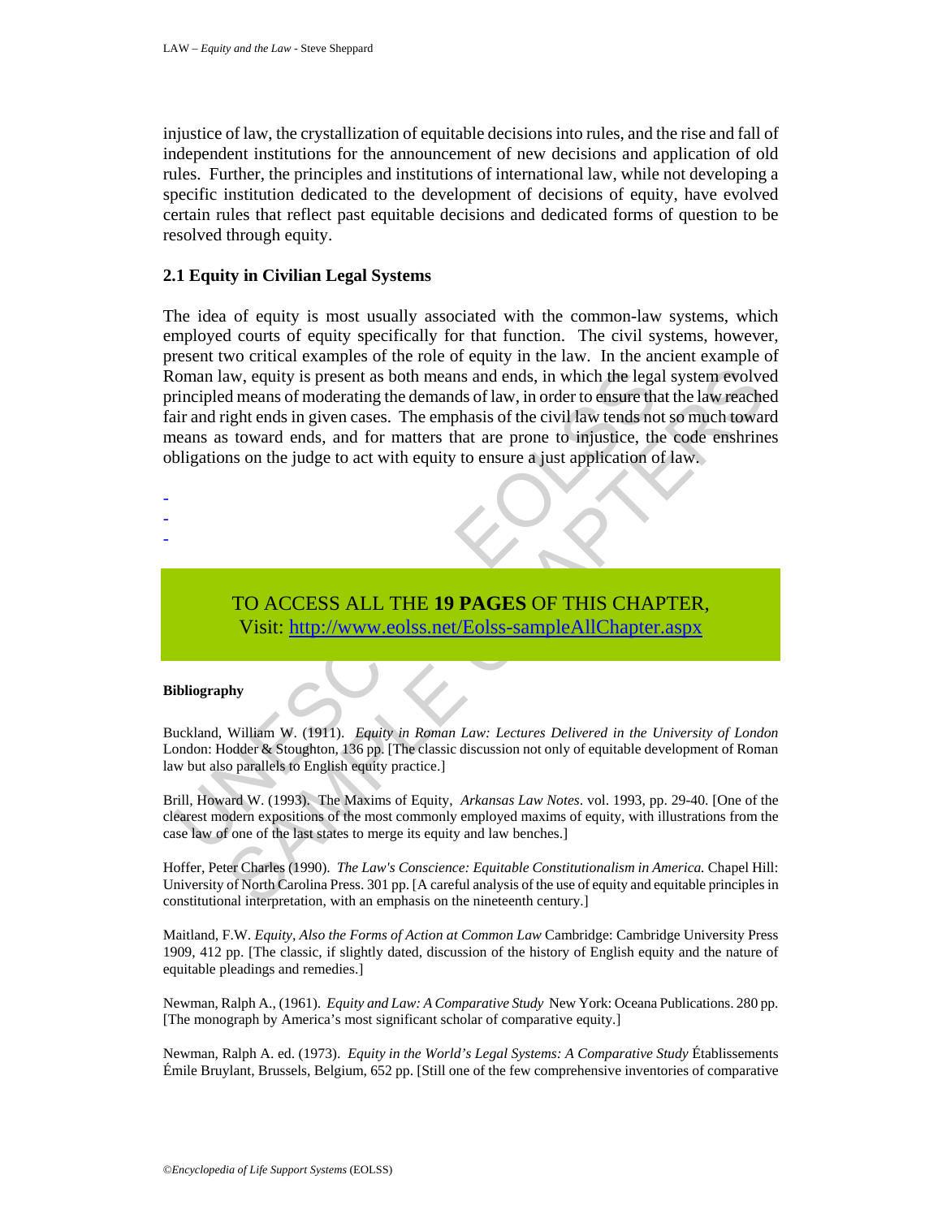injustice of law, the crystallization of equitable decisions into rules, and the rise and fall of independent institutions for the announcement of new decisions and application of old rules. Further, the principles and institutions of international law, while not developing a specific institution dedicated to the development of decisions of equity, have evolved certain rules that reflect past equitable decisions and dedicated forms of question to be resolved through equity.

### 2.1 Equity in Civilian Legal Systems

The idea of equity is most usually associated with the common-law systems, which employed courts of equity specifically for that function. The civil systems, however, present two critical examples of the role of equity in the law. In the ancient example of Roman law, equity is present as both means and ends, in which the legal system evolved principled means of moderating the demands of law, in order to ensure that the law reached fair and right ends in given cases. The emphasis of the civil law tends not so much toward means as toward ends, and for matters that are prone to injustice, the code enshrines obligations on the judge to act with equity to ensure a just application of law.

-
-
-

TO ACCESS ALL THE **19 PAGES** OF THIS CHAPTER,
Visit: http://www.eolss.net/Eolss-sampleAllChapter.aspx

#### Bibliography

Buckland, William W. (1911). *Equity in Roman Law: Lectures Delivered in the University of London* London: Hodder & Stoughton, 136 pp. [The classic discussion not only of equitable development of Roman law but also parallels to English equity practice.]

Brill, Howard W. (1993). The Maxims of Equity, *Arkansas Law Notes*. vol. 1993, pp. 29-40. [One of the clearest modern expositions of the most commonly employed maxims of equity, with illustrations from the case law of one of the last states to merge its equity and law benches.]

Hoffer, Peter Charles (1990). *The Law's Conscience: Equitable Constitutionalism in America.* Chapel Hill: University of North Carolina Press. 301 pp. [A careful analysis of the use of equity and equitable principles in constitutional interpretation, with an emphasis on the nineteenth century.]

Maitland, F.W. *Equity, Also the Forms of Action at Common Law* Cambridge: Cambridge University Press 1909, 412 pp. [The classic, if slightly dated, discussion of the history of English equity and the nature of equitable pleadings and remedies.]

Newman, Ralph A., (1961). *Equity and Law: A Comparative Study* New York: Oceana Publications. 280 pp. [The monograph by America's most significant scholar of comparative equity.]

Newman, Ralph A. ed. (1973). *Equity in the World's Legal Systems: A Comparative Study* Établissements Émile Bruylant, Brussels, Belgium, 652 pp. [Still one of the few comprehensive inventories of comparative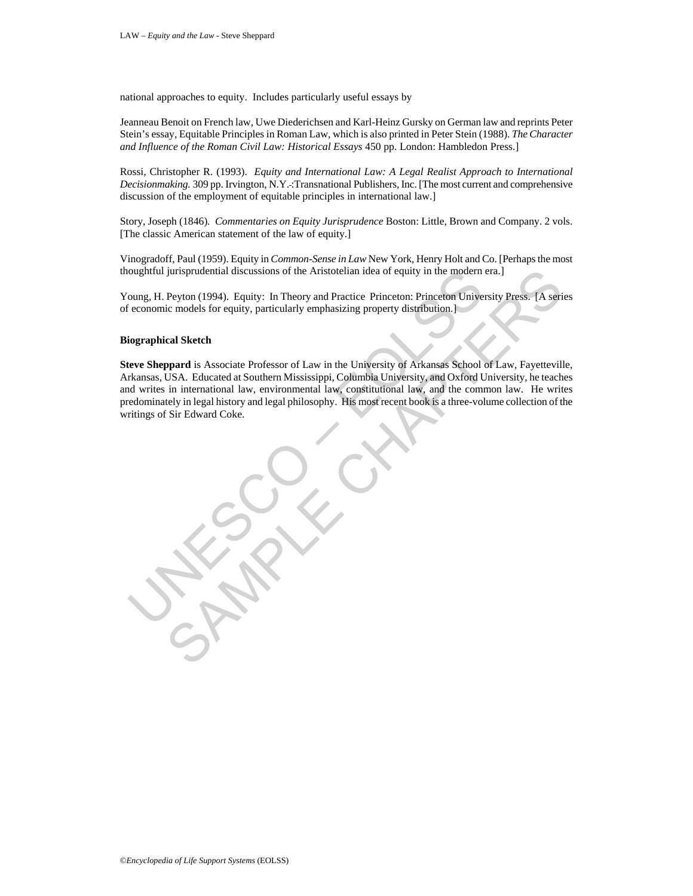national approaches to equity. Includes particularly useful essays by

Jeanneau Benoit on French law, Uwe Diederichsen and Karl-Heinz Gursky on German law and reprints Peter Stein's essay, Equitable Principles in Roman Law, which is also printed in Peter Stein (1988). *The Character and Influence of the Roman Civil Law: Historical Essays* 450 pp. London: Hambledon Press.]

Rossi, Christopher R. (1993). *Equity and International Law: A Legal Realist Approach to International Decisionmaking.* 309 pp. Irvington, N.Y.-:Transnational Publishers, Inc. [The most current and comprehensive discussion of the employment of equitable principles in international law.]

Story, Joseph (1846). *Commentaries on Equity Jurisprudence* Boston: Little, Brown and Company. 2 vols. [The classic American statement of the law of equity.]

Vinogradoff, Paul (1959). Equity in *Common-Sense in Law* New York, Henry Holt and Co. [Perhaps the most thoughtful jurisprudential discussions of the Aristotelian idea of equity in the modern era.]

Young, H. Peyton (1994). Equity: In Theory and Practice Princeton: Princeton University Press. [A series of economic models for equity, particularly emphasizing property distribution.]

**Biographical Sketch**

**Steve Sheppard** is Associate Professor of Law in the University of Arkansas School of Law, Fayetteville, Arkansas, USA. Educated at Southern Mississippi, Columbia University, and Oxford University, he teaches and writes in international law, environmental law, constitutional law, and the common law. He writes predominately in legal history and legal philosophy. His most recent book is a three-volume collection of the writings of Sir Edward Coke.